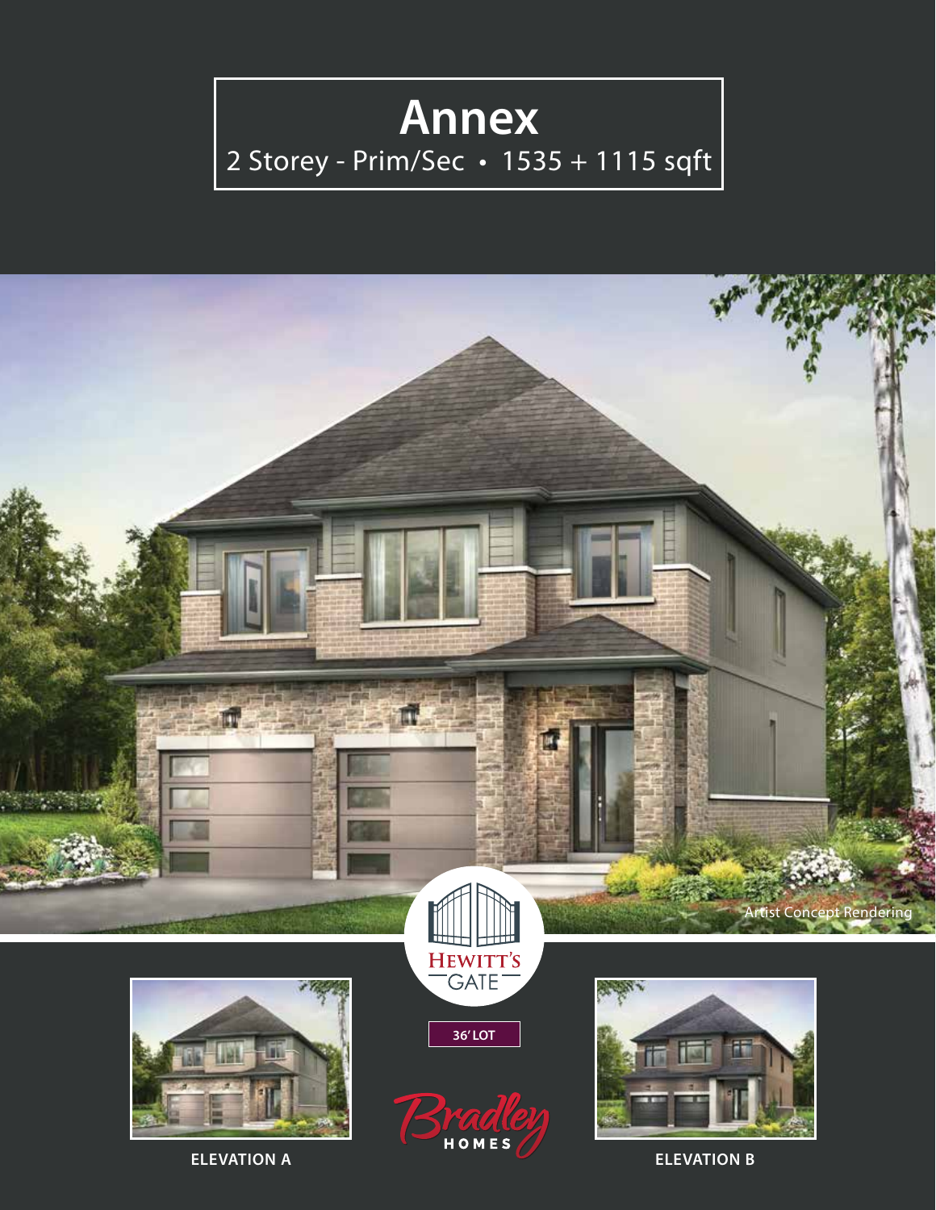# Annex

2 Storey - Prim/Sec • 1535 + 1115 sqft

Artist Concept Rendering

HEWITT'S GATE

36' LOT

Bradley HOMES

ELEVATION A

ELEVATION B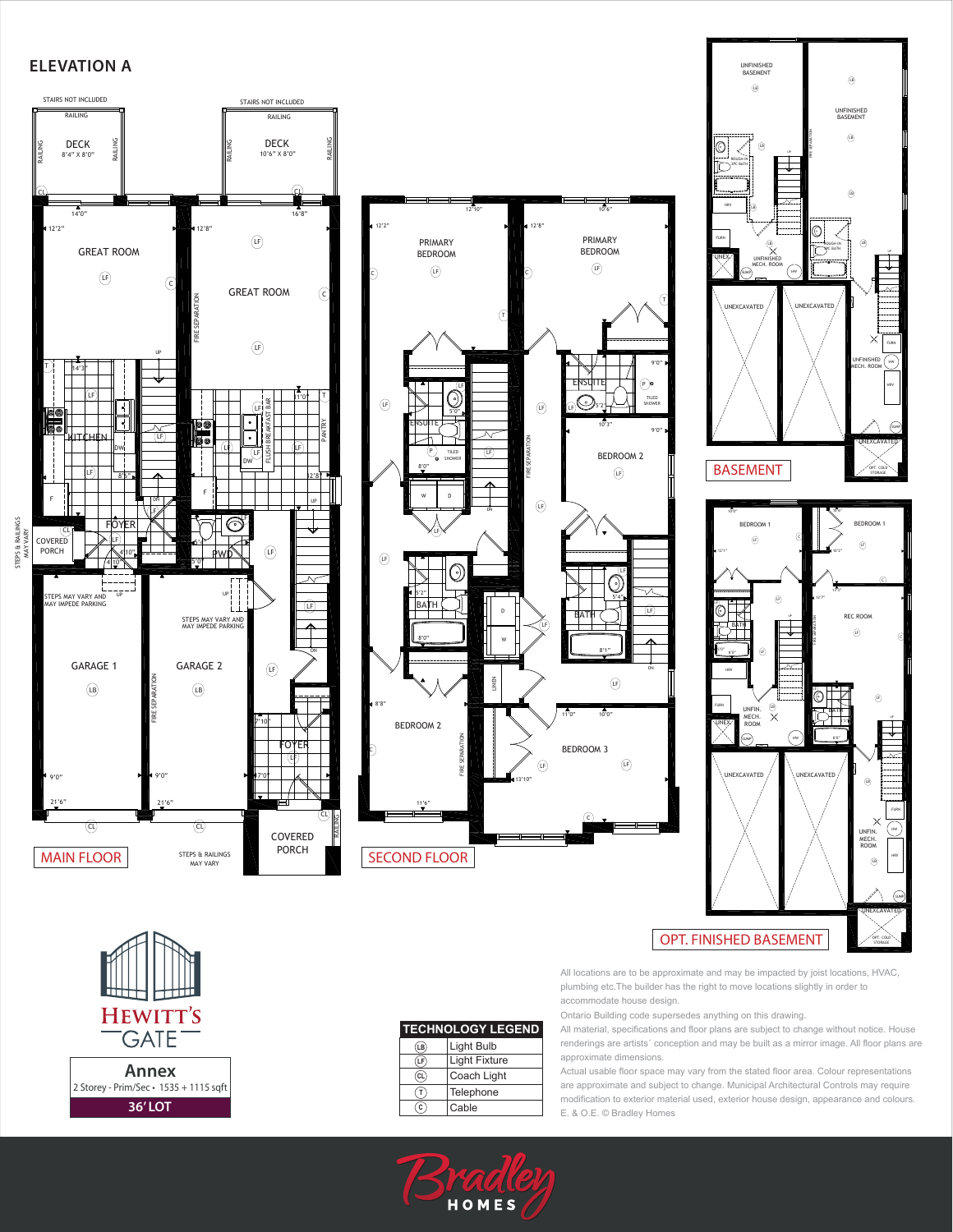## ELEVATION A

MAIN FLOOR

SECOND FLOOR

BASEMENT

OPT. FINISHED BASEMENT

HEWITT'S GATE

**Annex**

2 Storey - Prim/Sec • 1535 + 1115 sqft

**36' LOT**

| TECHNOLOGY LEGEND | |
|---|---|
| LB | Light Bulb |
| LF | Light Fixture |
| CL | Coach Light |
| T | Telephone |
| C | Cable |

All locations are to be approximate and may be impacted by joist locations, HVAC, plumbing etc.The builder has the right to move locations slightly in order to accommodate house design.

Ontario Building code supersedes anything on this drawing.

All material, specifications and floor plans are subject to change without notice. House renderings are artists´ conception and may be built as a mirror image. All floor plans are approximate dimensions.

Actual usable floor space may vary from the stated floor area. Colour representations are approximate and subject to change. Municipal Architectural Controls may require modification to exterior material used, exterior house design, appearance and colours. E. & O.E. © Bradley Homes

Bradley HOMES